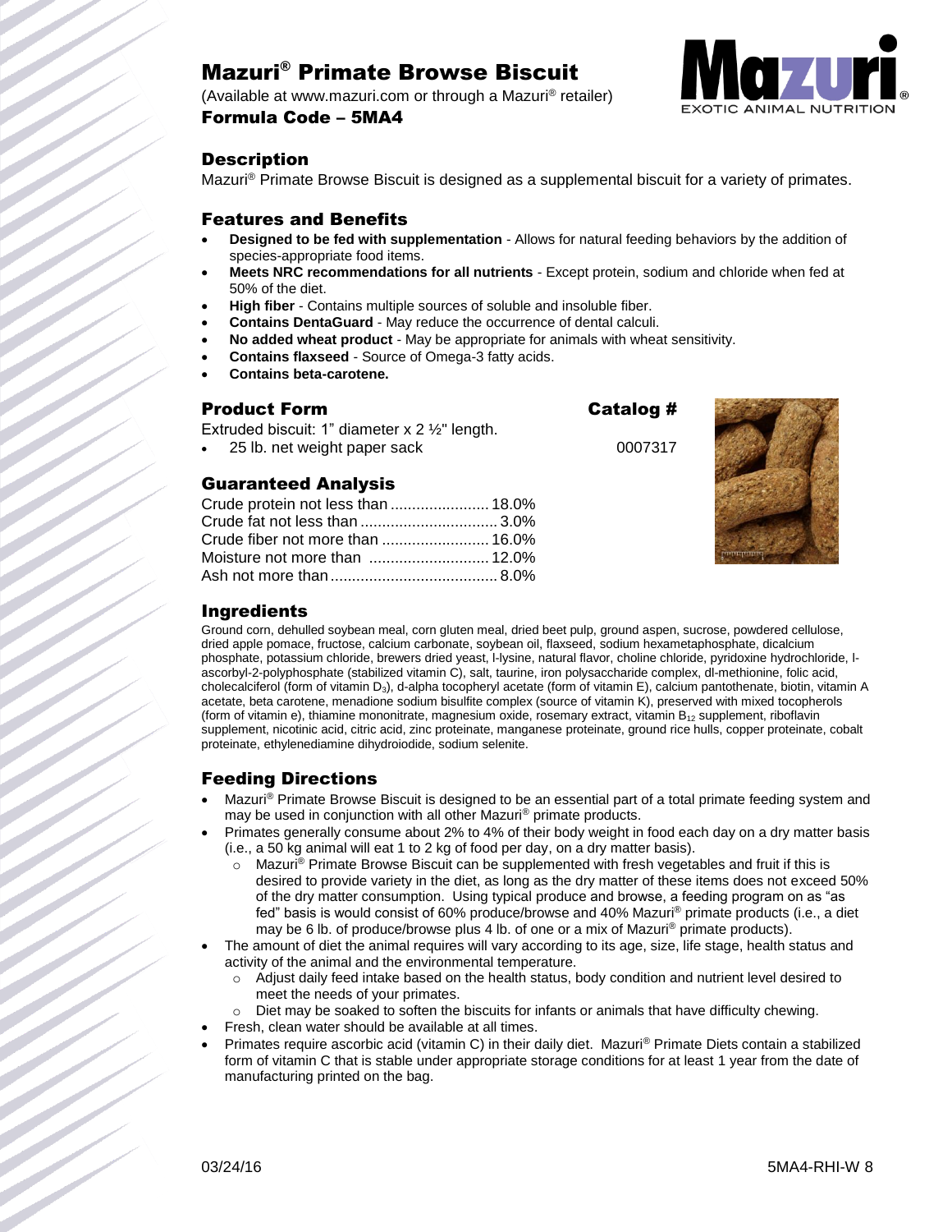# Mazuri® Primate Browse Biscuit

(Available at www.mazuri.com or through a Mazuri® retailer)

**Formula Code – 5MA4**

## Description

Mazuri® Primate Browse Biscuit is designed as a supplemental biscuit for a variety of primates.

## Features and Benefits

- **Designed to be fed with supplementation** - Allows for natural feeding behaviors by the addition of species-appropriate food items.
- **Meets NRC recommendations for all nutrients** - Except protein, sodium and chloride when fed at 50% of the diet.
- **High fiber** - Contains multiple sources of soluble and insoluble fiber.
- **Contains DentaGuard** - May reduce the occurrence of dental calculi.
- **No added wheat product** - May be appropriate for animals with wheat sensitivity.
- **Contains flaxseed** - Source of Omega-3 fatty acids.
- **Contains beta-carotene.**

## Product Form

Extruded biscuit: 1" diameter x 2 ½" length.

| Product Form | Catalog # |
|---|---|
| 25 lb. net weight paper sack | 0007317 |

## Guaranteed Analysis

| | |
|---|---|
| Crude protein not less than | 18.0% |
| Crude fat not less than | 3.0% |
| Crude fiber not more than | 16.0% |
| Moisture not more than | 12.0% |
| Ash not more than | 8.0% |

## Ingredients

Ground corn, dehulled soybean meal, corn gluten meal, dried beet pulp, ground aspen, sucrose, powdered cellulose, dried apple pomace, fructose, calcium carbonate, soybean oil, flaxseed, sodium hexametaphosphate, dicalcium phosphate, potassium chloride, brewers dried yeast, l-lysine, natural flavor, choline chloride, pyridoxine hydrochloride, l-ascorbyl-2-polyphosphate (stabilized vitamin C), salt, taurine, iron polysaccharide complex, dl-methionine, folic acid, cholecalciferol (form of vitamin $D_3$), d-alpha tocopheryl acetate (form of vitamin E), calcium pantothenate, biotin, vitamin A acetate, beta carotene, menadione sodium bisulfite complex (source of vitamin K), preserved with mixed tocopherols (form of vitamin e), thiamine mononitrate, magnesium oxide, rosemary extract, vitamin $B_{12}$ supplement, riboflavin supplement, nicotinic acid, citric acid, zinc proteinate, manganese proteinate, ground rice hulls, copper proteinate, cobalt proteinate, ethylenediamine dihydroiodide, sodium selenite.

## Feeding Directions

- Mazuri® Primate Browse Biscuit is designed to be an essential part of a total primate feeding system and may be used in conjunction with all other Mazuri® primate products.
- Primates generally consume about 2% to 4% of their body weight in food each day on a dry matter basis (i.e., a 50 kg animal will eat 1 to 2 kg of food per day, on a dry matter basis).
  - Mazuri® Primate Browse Biscuit can be supplemented with fresh vegetables and fruit if this is desired to provide variety in the diet, as long as the dry matter of these items does not exceed 50% of the dry matter consumption. Using typical produce and browse, a feeding program on as "as fed" basis is would consist of 60% produce/browse and 40% Mazuri® primate products (i.e., a diet may be 6 lb. of produce/browse plus 4 lb. of one or a mix of Mazuri® primate products).
- The amount of diet the animal requires will vary according to its age, size, life stage, health status and activity of the animal and the environmental temperature.
  - Adjust daily feed intake based on the health status, body condition and nutrient level desired to meet the needs of your primates.
  - Diet may be soaked to soften the biscuits for infants or animals that have difficulty chewing.
- Fresh, clean water should be available at all times.
- Primates require ascorbic acid (vitamin C) in their daily diet. Mazuri® Primate Diets contain a stabilized form of vitamin C that is stable under appropriate storage conditions for at least 1 year from the date of manufacturing printed on the bag.

03/24/16 5MA4-RHI-W 8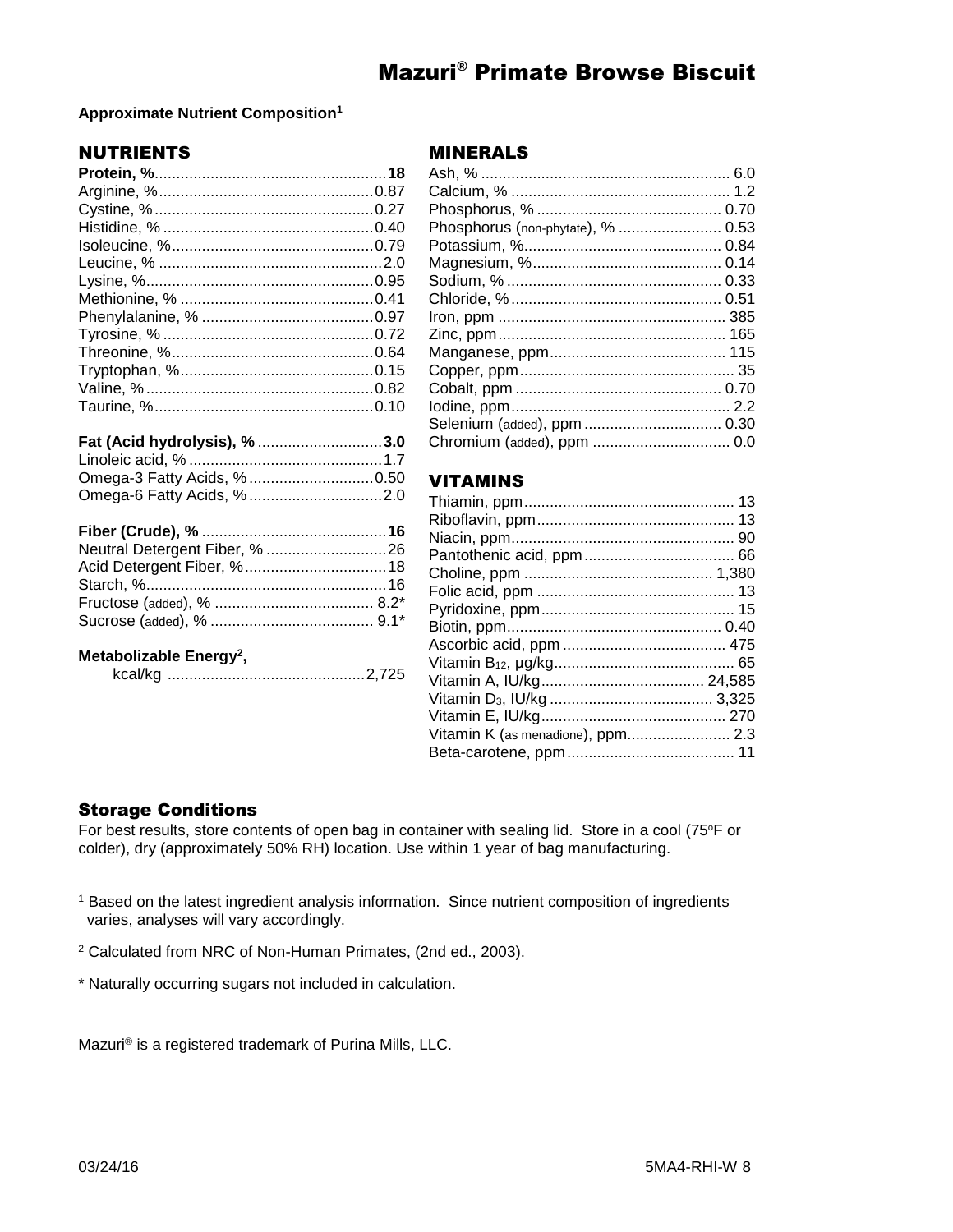# Mazuri® Primate Browse Biscuit

**Approximate Nutrient Composition[1]**

## NUTRIENTS

| | |
|---|---|
| **Protein, %** | **18** |
| Arginine, % | 0.87 |
| Cystine, % | 0.27 |
| Histidine, % | 0.40 |
| Isoleucine, % | 0.79 |
| Leucine, % | 2.0 |
| Lysine, % | 0.95 |
| Methionine, % | 0.41 |
| Phenylalanine, % | 0.97 |
| Tyrosine, % | 0.72 |
| Threonine, % | 0.64 |
| Tryptophan, % | 0.15 |
| Valine, % | 0.82 |
| Taurine, % | 0.10 |

| | |
|---|---|
| **Fat (Acid hydrolysis), %** | **3.0** |
| Linoleic acid, % | 1.7 |
| Omega-3 Fatty Acids, % | 0.50 |
| Omega-6 Fatty Acids, % | 2.0 |

| | |
|---|---|
| **Fiber (Crude), %** | **16** |
| Neutral Detergent Fiber, % | 26 |
| Acid Detergent Fiber, % | 18 |
| Starch, % | 16 |
| Fructose (added), % | 8.2* |
| Sucrose (added), % | 9.1* |

**Metabolizable Energy[2],**

| | |
|---|---|
| kcal/kg | 2,725 |

## MINERALS

| | |
|---|---|
| Ash, % | 6.0 |
| Calcium, % | 1.2 |
| Phosphorus, % | 0.70 |
| Phosphorus (non-phytate), % | 0.53 |
| Potassium, % | 0.84 |
| Magnesium, % | 0.14 |
| Sodium, % | 0.33 |
| Chloride, % | 0.51 |
| Iron, ppm | 385 |
| Zinc, ppm | 165 |
| Manganese, ppm | 115 |
| Copper, ppm | 35 |
| Cobalt, ppm | 0.70 |
| Iodine, ppm | 2.2 |
| Selenium (added), ppm | 0.30 |
| Chromium (added), ppm | 0.0 |

## VITAMINS

| | |
|---|---|
| Thiamin, ppm | 13 |
| Riboflavin, ppm | 13 |
| Niacin, ppm | 90 |
| Pantothenic acid, ppm | 66 |
| Choline, ppm | 1,380 |
| Folic acid, ppm | 13 |
| Pyridoxine, ppm | 15 |
| Biotin, ppm | 0.40 |
| Ascorbic acid, ppm | 475 |
| Vitamin $B_{12}$, µg/kg | 65 |
| Vitamin A, IU/kg | 24,585 |
| Vitamin $D_3$, IU/kg | 3,325 |
| Vitamin E, IU/kg | 270 |
| Vitamin K (as menadione), ppm | 2.3 |
| Beta-carotene, ppm | 11 |

## Storage Conditions

For best results, store contents of open bag in container with sealing lid. Store in a cool (75°F or colder), dry (approximately 50% RH) location. Use within 1 year of bag manufacturing.

[1] Based on the latest ingredient analysis information. Since nutrient composition of ingredients varies, analyses will vary accordingly.

[2] Calculated from NRC of Non-Human Primates, (2nd ed., 2003).

* Naturally occurring sugars not included in calculation.

Mazuri® is a registered trademark of Purina Mills, LLC.

03/24/16 5MA4-RHI-W 8